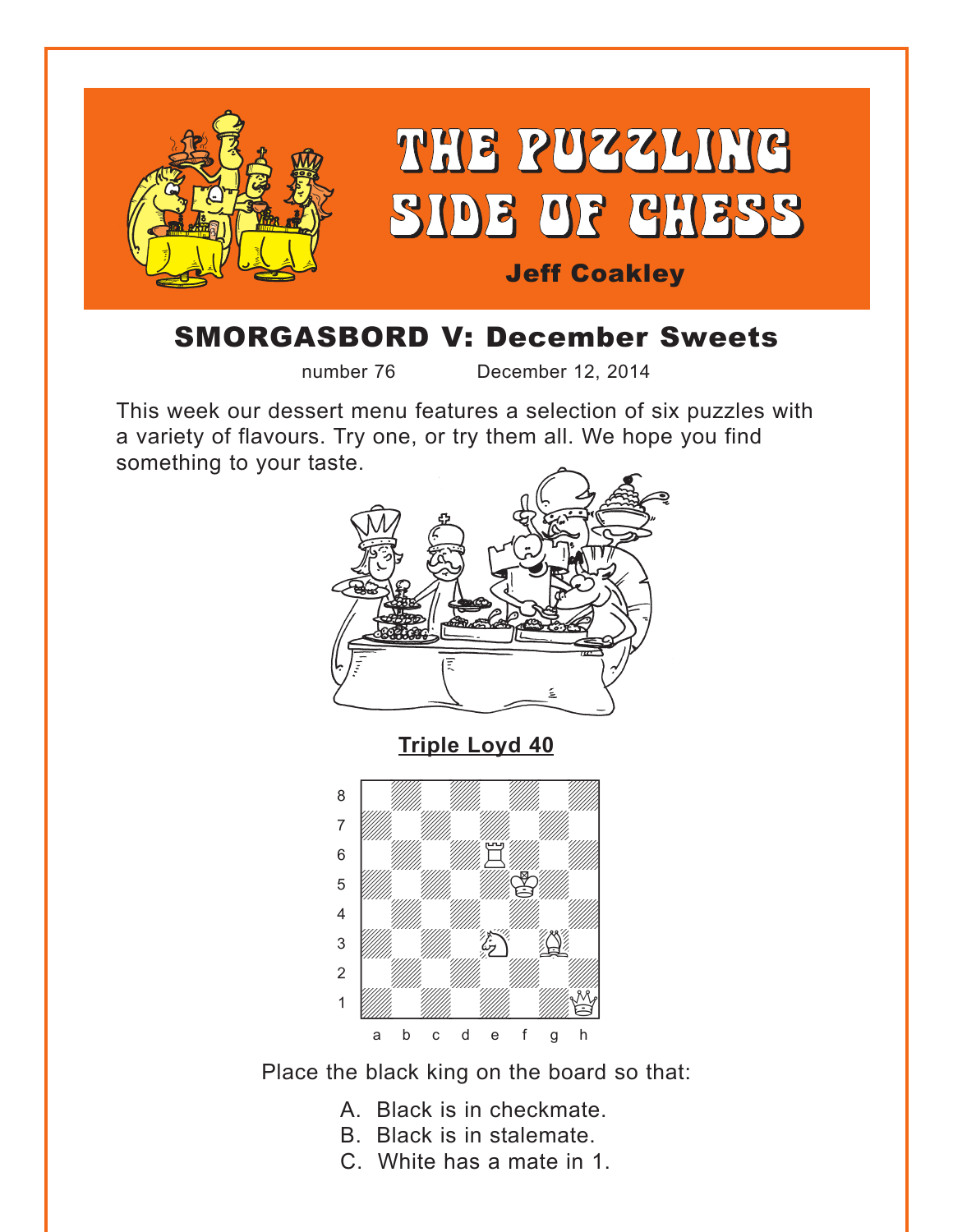# THE PUZZLING SIDE OF CHESS

**Jeff Coakley**

## SMORGASBORD V: December Sweets

number 76 December 12, 2014

This week our dessert menu features a selection of six puzzles with a variety of flavours. Try one, or try them all. We hope you find something to your taste.

**Triple Loyd 40**

Place the black king on the board so that:

A. Black is in checkmate.
B. Black is in stalemate.
C. White has a mate in 1.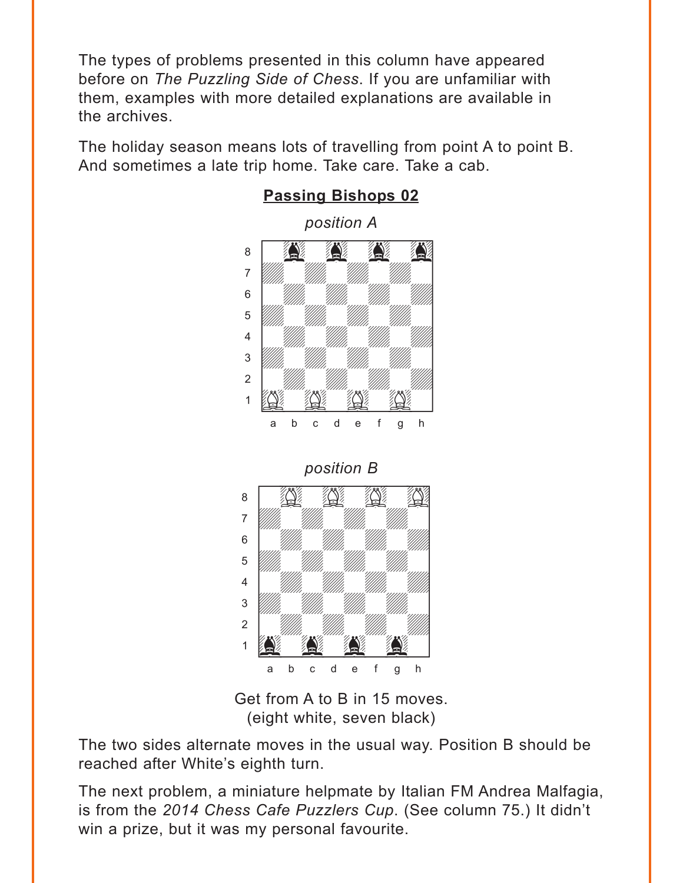The types of problems presented in this column have appeared before on *The Puzzling Side of Chess*. If you are unfamiliar with them, examples with more detailed explanations are available in the archives.

The holiday season means lots of travelling from point A to point B. And sometimes a late trip home. Take care. Take a cab.

**Passing Bishops 02**

*position A*

*position B*

Get from A to B in 15 moves.
(eight white, seven black)

The two sides alternate moves in the usual way. Position B should be reached after White's eighth turn.

The next problem, a miniature helpmate by Italian FM Andrea Malfagia, is from the *2014 Chess Cafe Puzzlers Cup*. (See column 75.) It didn't win a prize, but it was my personal favourite.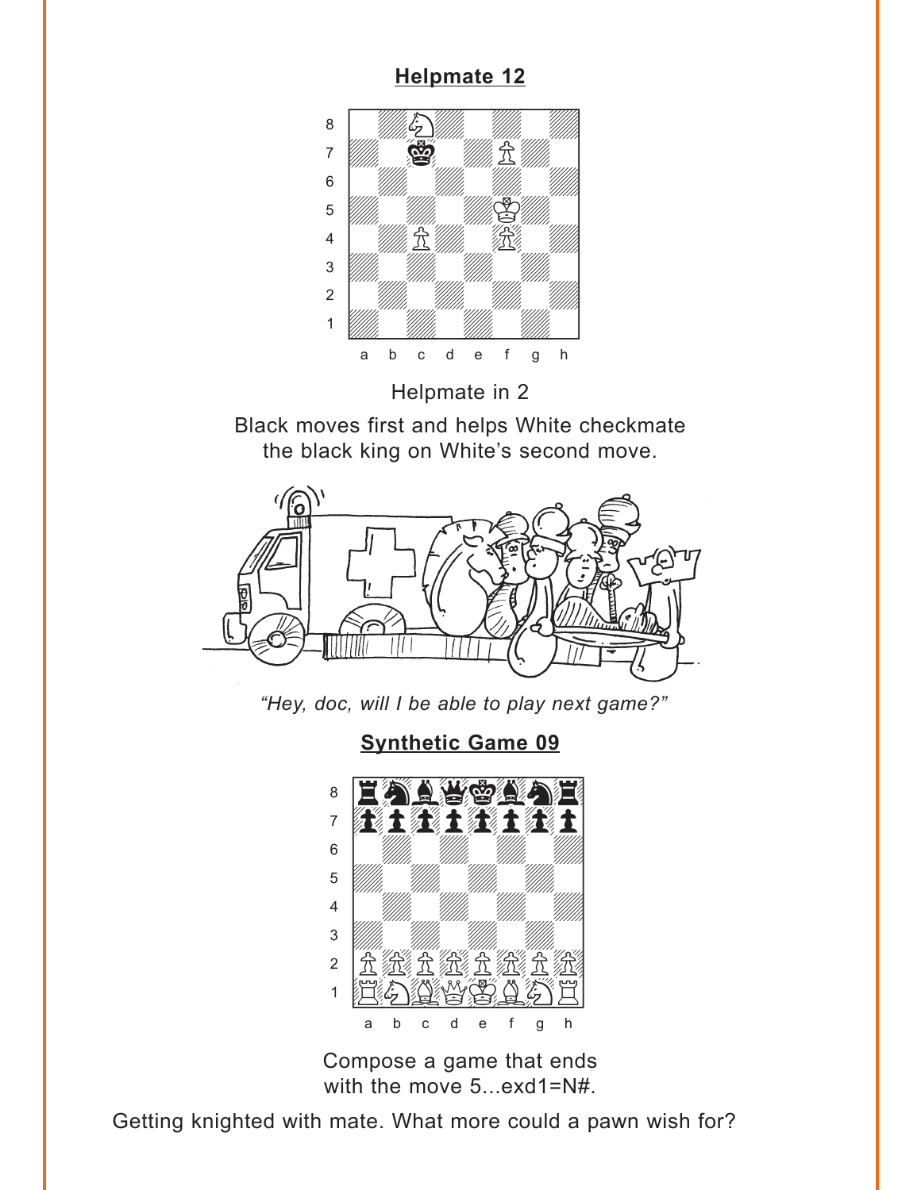## Helpmate 12

Helpmate in 2

Black moves first and helps White checkmate the black king on White's second move.

*"Hey, doc, will I be able to play next game?"*

## Synthetic Game 09

Compose a game that ends with the move 5...exd1=N#.

Getting knighted with mate. What more could a pawn wish for?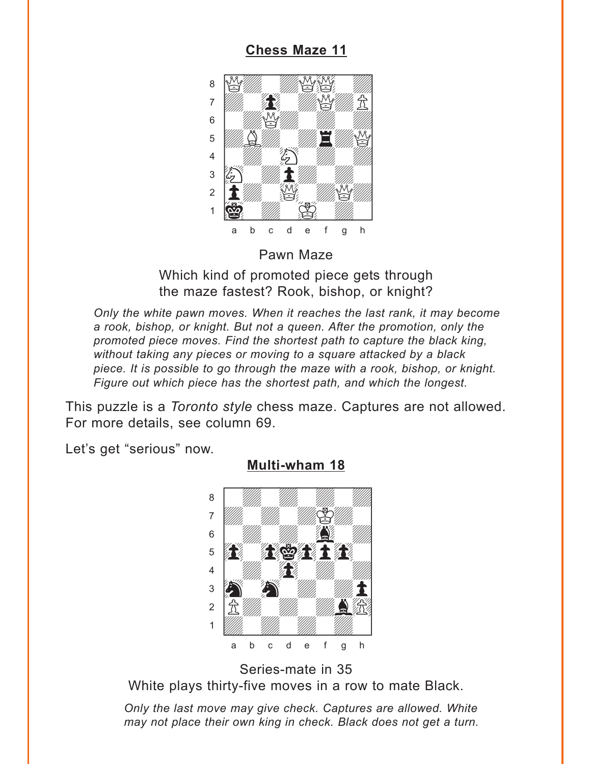## Chess Maze 11

Pawn Maze

Which kind of promoted piece gets through the maze fastest? Rook, bishop, or knight?

*Only the white pawn moves. When it reaches the last rank, it may become a rook, bishop, or knight. But not a queen. After the promotion, only the promoted piece moves. Find the shortest path to capture the black king, without taking any pieces or moving to a square attacked by a black piece. It is possible to go through the maze with a rook, bishop, or knight. Figure out which piece has the shortest path, and which the longest.*

This puzzle is a *Toronto style* chess maze. Captures are not allowed. For more details, see column 69.

Let's get "serious" now.

## Multi-wham 18

Series-mate in 35

White plays thirty-five moves in a row to mate Black.

*Only the last move may give check. Captures are allowed. White may not place their own king in check. Black does not get a turn.*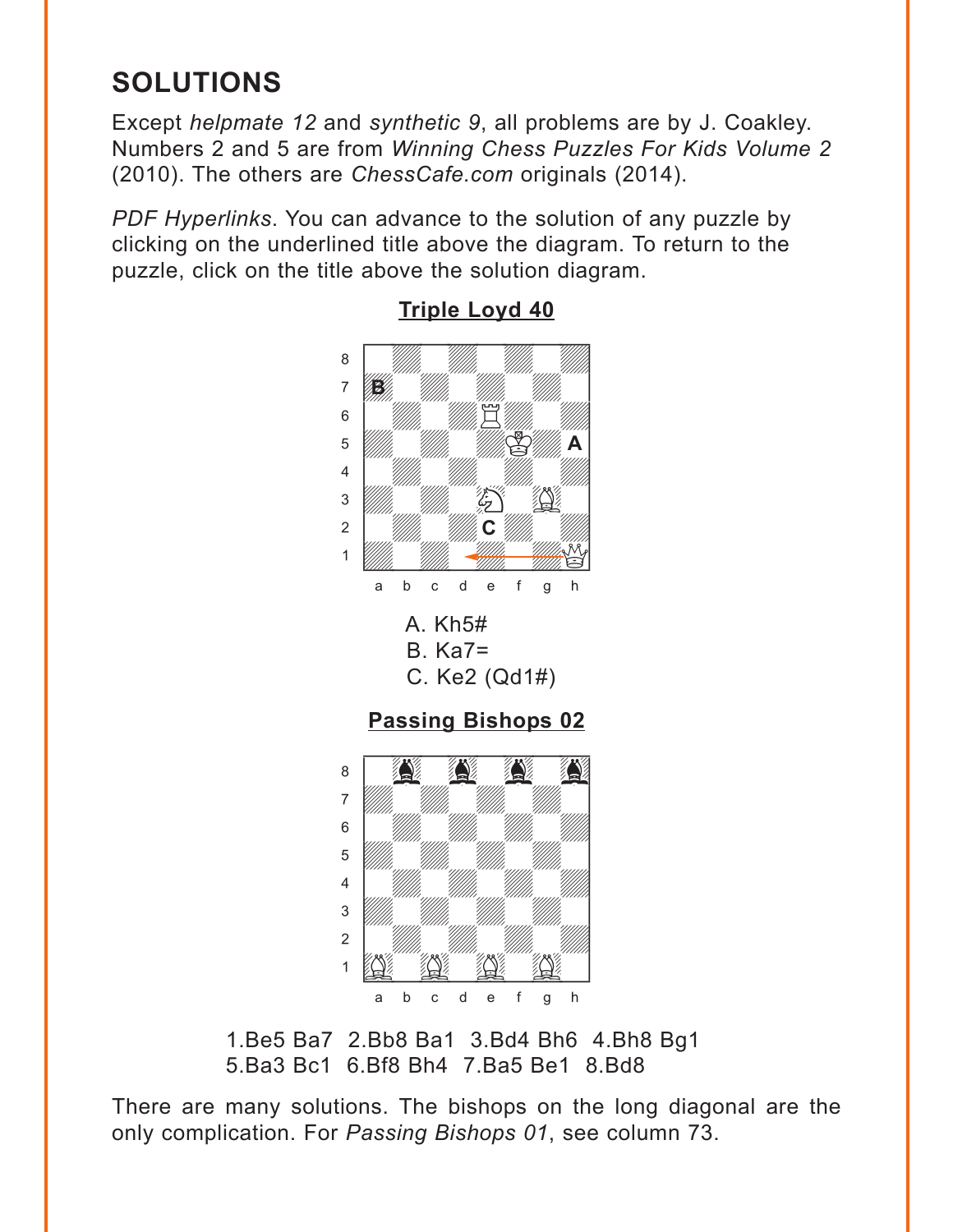## SOLUTIONS

Except *helpmate 12* and *synthetic 9*, all problems are by J. Coakley. Numbers 2 and 5 are from *Winning Chess Puzzles For Kids Volume 2* (2010). The others are *ChessCafe.com* originals (2014).

*PDF Hyperlinks*. You can advance to the solution of any puzzle by clicking on the underlined title above the diagram. To return to the puzzle, click on the title above the solution diagram.

### Triple Loyd 40

A. Kh5#
B. Ka7=
C. Ke2 (Qd1#)

### Passing Bishops 02

1.Be5 Ba7 2.Bb8 Ba1 3.Bd4 Bh6 4.Bh8 Bg1 5.Ba3 Bc1 6.Bf8 Bh4 7.Ba5 Be1 8.Bd8

There are many solutions. The bishops on the long diagonal are the only complication. For *Passing Bishops 01*, see column 73.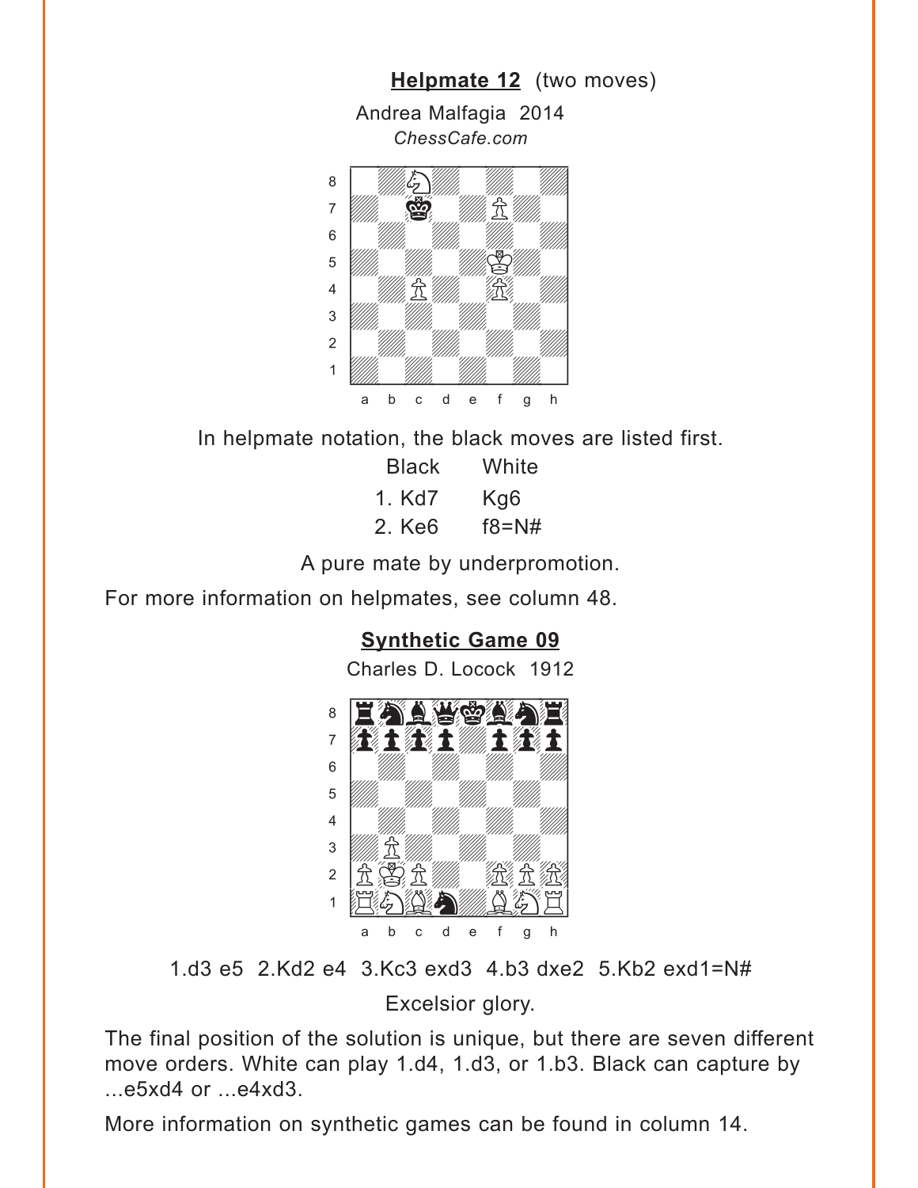## Helpmate 12 (two moves)

Andrea Malfagia 2014

*ChessCafe.com*

In helpmate notation, the black moves are listed first.

| Black | White |
|---|---|
| 1. Kd7 | Kg6 |
| 2. Ke6 | f8=N# |

A pure mate by underpromotion.

For more information on helpmates, see column 48.

## Synthetic Game 09

Charles D. Locock 1912

1.d3 e5 2.Kd2 e4 3.Kc3 exd3 4.b3 dxe2 5.Kb2 exd1=N#

Excelsior glory.

The final position of the solution is unique, but there are seven different move orders. White can play 1.d4, 1.d3, or 1.b3. Black can capture by ...e5xd4 or ...e4xd3.

More information on synthetic games can be found in column 14.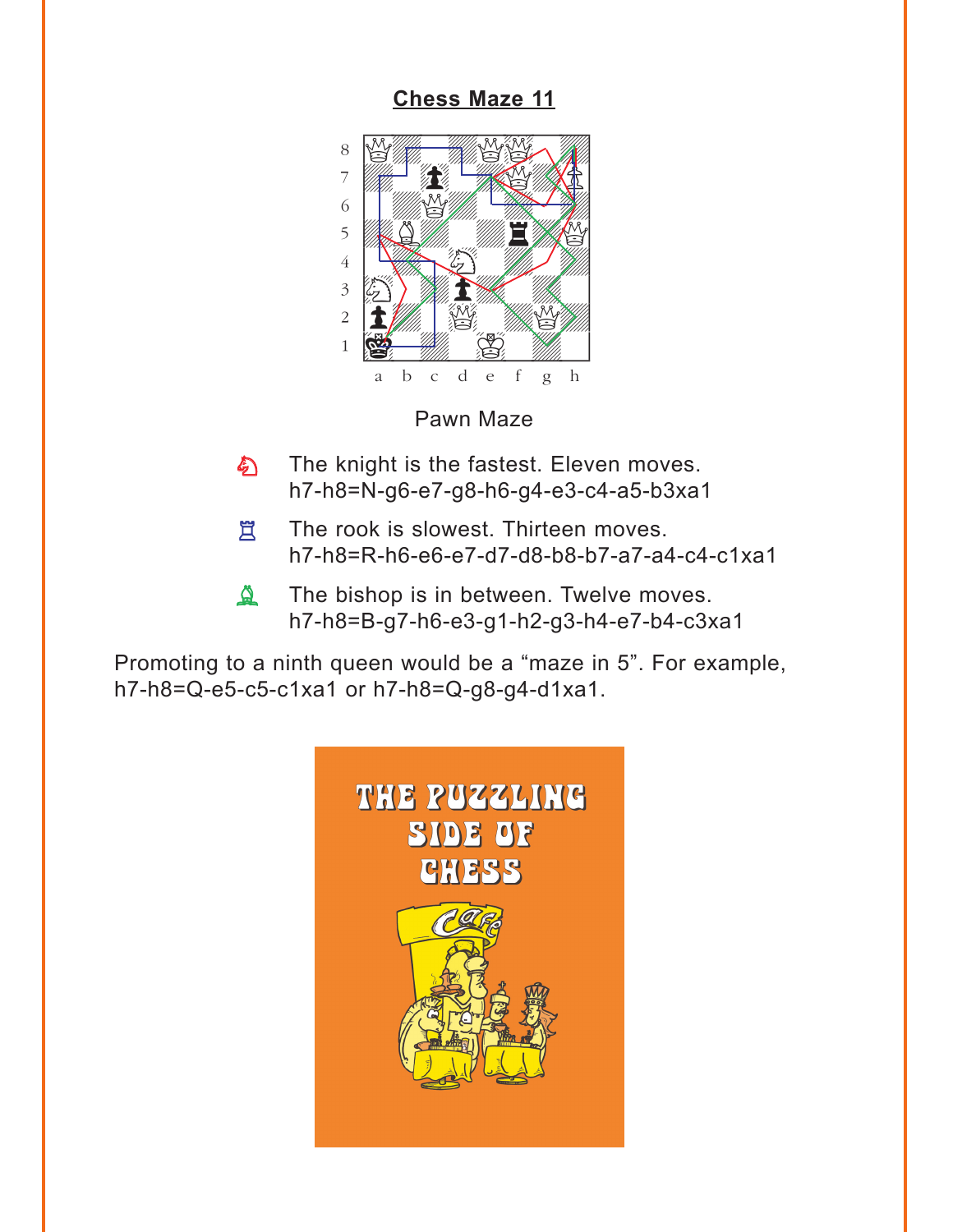## Chess Maze 11

Pawn Maze

♘ The knight is the fastest. Eleven moves. h7-h8=N-g6-e7-g8-h6-g4-e3-c4-a5-b3xa1

♖ The rook is slowest. Thirteen moves. h7-h8=R-h6-e6-e7-d7-d8-b8-b7-a7-a4-c4-c1xa1

♗ The bishop is in between. Twelve moves. h7-h8=B-g7-h6-e3-g1-h2-g3-h4-e7-b4-c3xa1

Promoting to a ninth queen would be a “maze in 5”. For example, h7-h8=Q-e5-c5-c1xa1 or h7-h8=Q-g8-g4-d1xa1.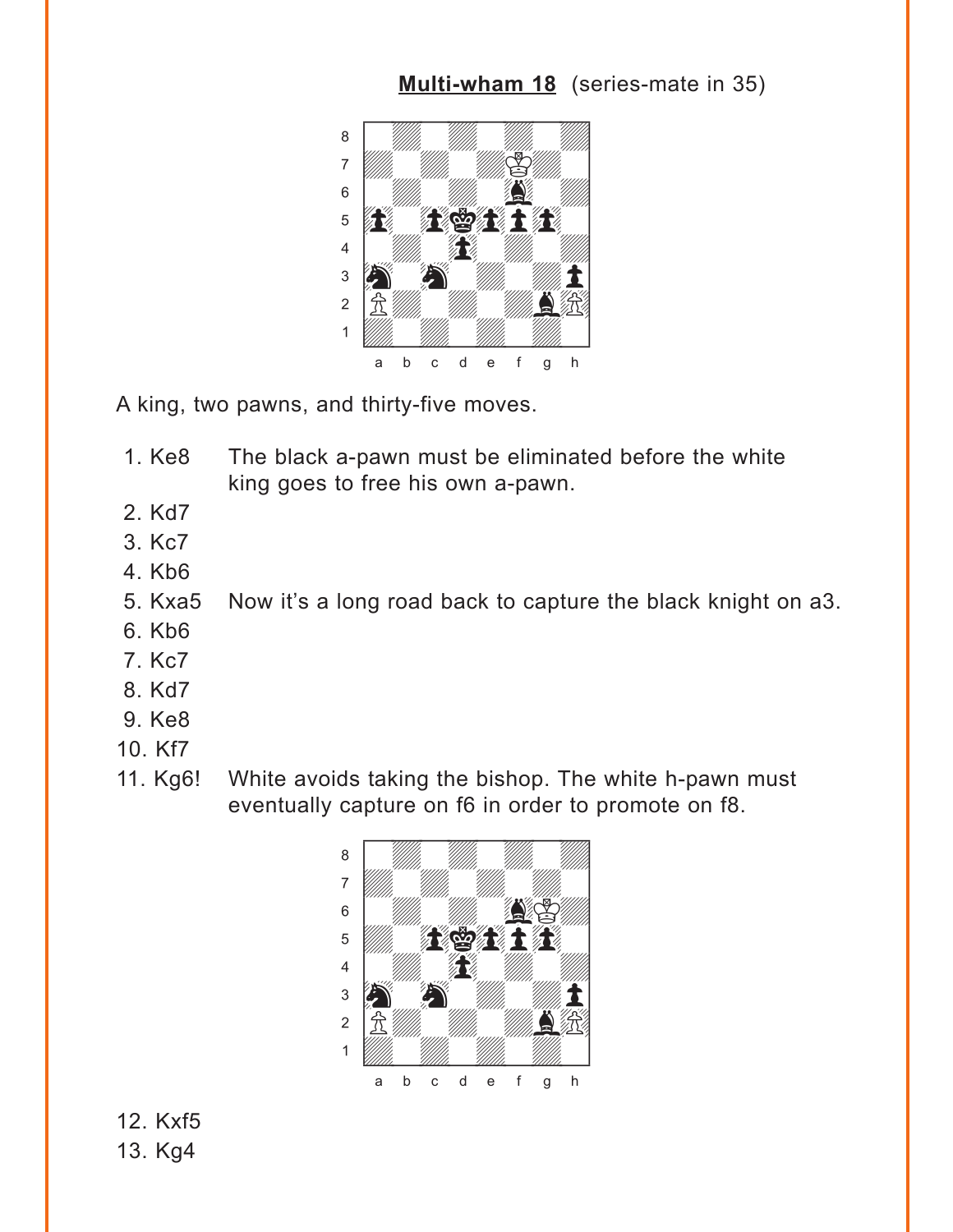**Multi-wham 18** (series-mate in 35)

A king, two pawns, and thirty-five moves.

1. Ke8 — The black a-pawn must be eliminated before the white king goes to free his own a-pawn.
2. Kd7
3. Kc7
4. Kb6
5. Kxa5 — Now it's a long road back to capture the black knight on a3.
6. Kb6
7. Kc7
8. Kd7
9. Ke8
10. Kf7
11. Kg6! — White avoids taking the bishop. The white h-pawn must eventually capture on f6 in order to promote on f8.
12. Kxf5
13. Kg4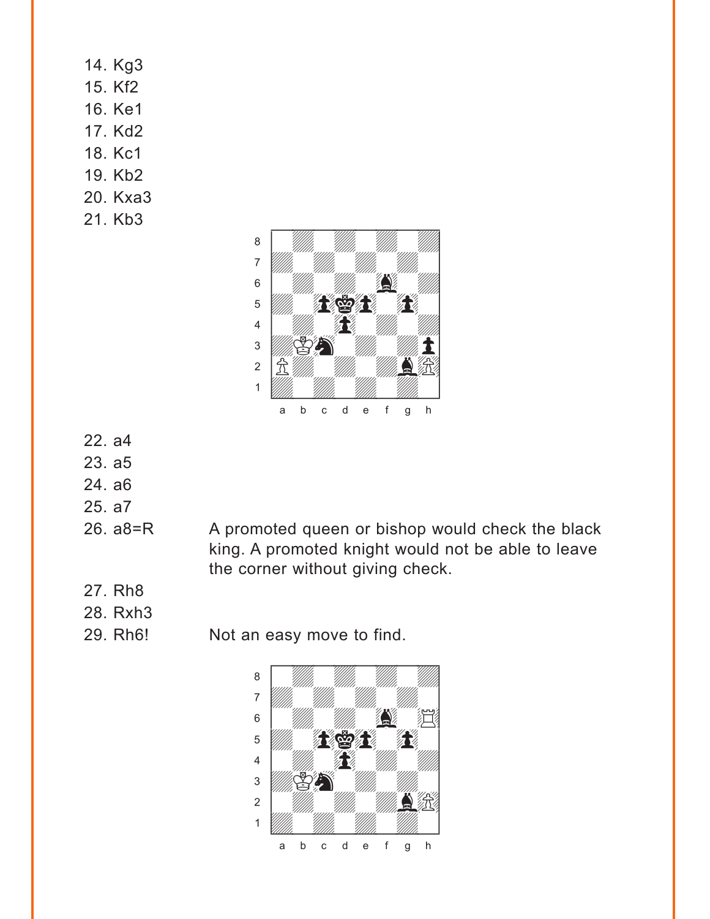14. Kg3
15. Kf2
16. Ke1
17. Kd2
18. Kc1
19. Kb2
20. Kxa3
21. Kb3

22. a4
23. a5
24. a6
25. a7
26. a8=R — A promoted queen or bishop would check the black king. A promoted knight would not be able to leave the corner without giving check.
27. Rh8
28. Rxh3
29. Rh6! — Not an easy move to find.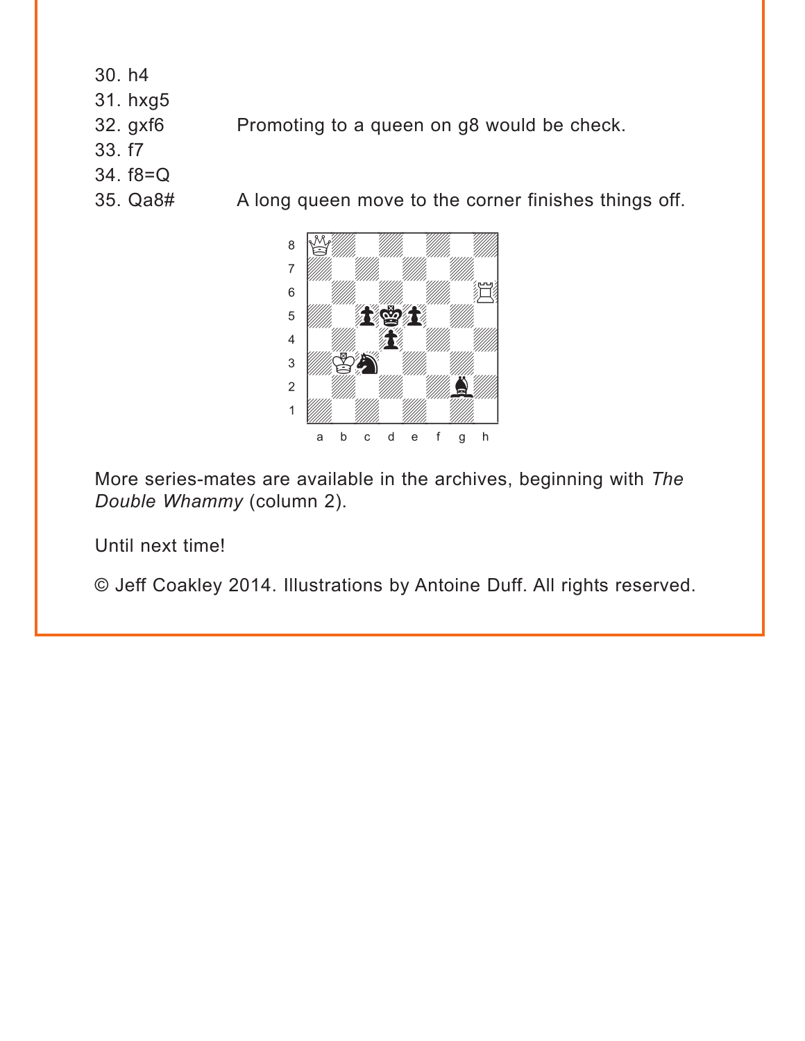30. h4
31. hxg5
32. gxf6 Promoting to a queen on g8 would be check.
33. f7
34. f8=Q
35. Qa8# A long queen move to the corner finishes things off.

More series-mates are available in the archives, beginning with *The Double Whammy* (column 2).

Until next time!

© Jeff Coakley 2014. Illustrations by Antoine Duff. All rights reserved.